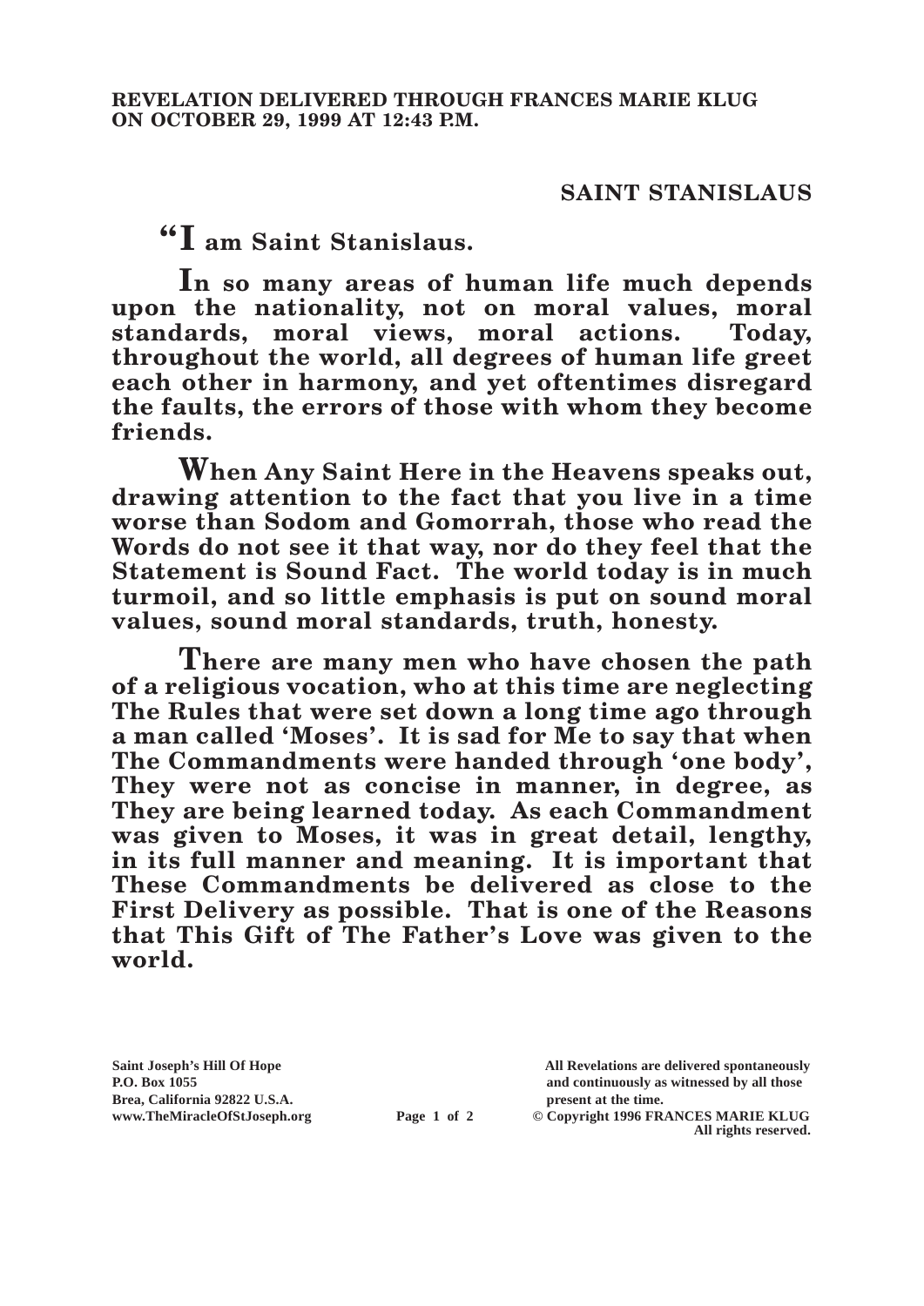**REVELATION DELIVERED THROUGH FRANCES MARIE KLUG ON OCTOBER 29, 1999 AT 12:43 P.M.**

## SAINT STANISLAUS

**"I am Saint Stanislaus.**

**In so many areas of human life much depends upon the nationality, not on moral values, moral standards, moral views, moral actions. Today, throughout the world, all degrees of human life greet each other in harmony, and yet oftentimes disregard the faults, the errors of those with whom they become friends.**

**When Any Saint Here in the Heavens speaks out, drawing attention to the fact that you live in a time worse than Sodom and Gomorrah, those who read the Words do not see it that way, nor do they feel that the Statement is Sound Fact. The world today is in much turmoil, and so little emphasis is put on sound moral values, sound moral standards, truth, honesty.**

**There are many men who have chosen the path of a religious vocation, who at this time are neglecting The Rules that were set down a long time ago through a man called 'Moses'. It is sad for Me to say that when The Commandments were handed through 'one body', They were not as concise in manner, in degree, as They are being learned today. As each Commandment was given to Moses, it was in great detail, lengthy, in its full manner and meaning. It is important that These Commandments be delivered as close to the First Delivery as possible. That is one of the Reasons that This Gift of The Father's Love was given to the world.**

**Saint Joseph's Hill Of Hope**
**P.O. Box 1055**
**Brea, California 92822 U.S.A.**
**www.TheMiracleOfStJoseph.org**

**All Revelations are delivered spontaneously and continuously as witnessed by all those present at the time.**
**© Copyright 1996 FRANCES MARIE KLUG**
**All rights reserved.**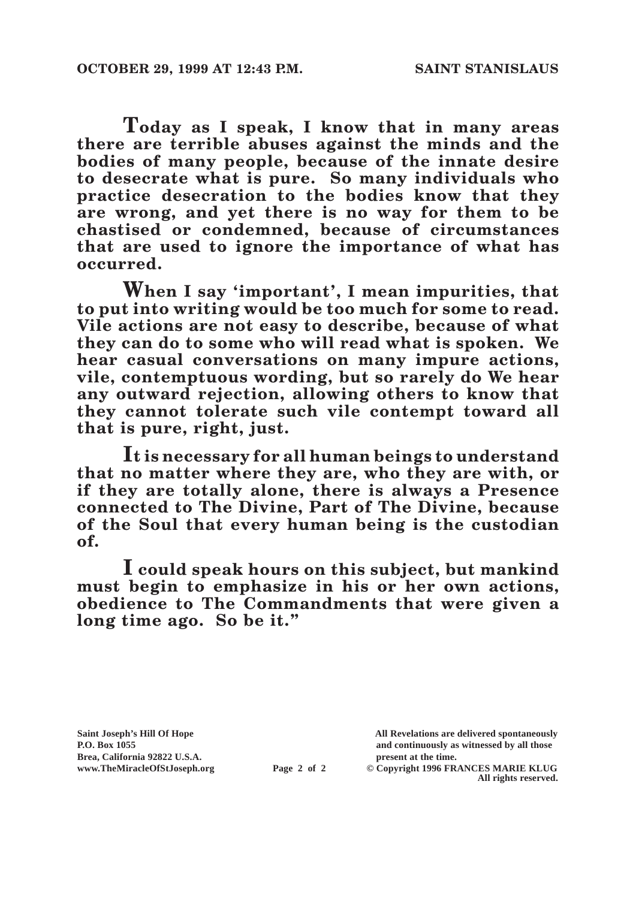**Today as I speak, I know that in many areas there are terrible abuses against the minds and the bodies of many people, because of the innate desire to desecrate what is pure. So many individuals who practice desecration to the bodies know that they are wrong, and yet there is no way for them to be chastised or condemned, because of circumstances that are used to ignore the importance of what has occurred.**

**When I say 'important', I mean impurities, that to put into writing would be too much for some to read. Vile actions are not easy to describe, because of what they can do to some who will read what is spoken. We hear casual conversations on many impure actions, vile, contemptuous wording, but so rarely do We hear any outward rejection, allowing others to know that they cannot tolerate such vile contempt toward all that is pure, right, just.**

**It is necessary for all human beings to understand that no matter where they are, who they are with, or if they are totally alone, there is always a Presence connected to The Divine, Part of The Divine, because of the Soul that every human being is the custodian of.**

**I could speak hours on this subject, but mankind must begin to emphasize in his or her own actions, obedience to The Commandments that were given a long time ago. So be it."**

**Saint Joseph's Hill Of Hope**
**P.O. Box 1055**
**Brea, California 92822 U.S.A.**
**www.TheMiracleOfStJoseph.org**

**All Revelations are delivered spontaneously and continuously as witnessed by all those present at the time.**
**© Copyright 1996 FRANCES MARIE KLUG**
**All rights reserved.**